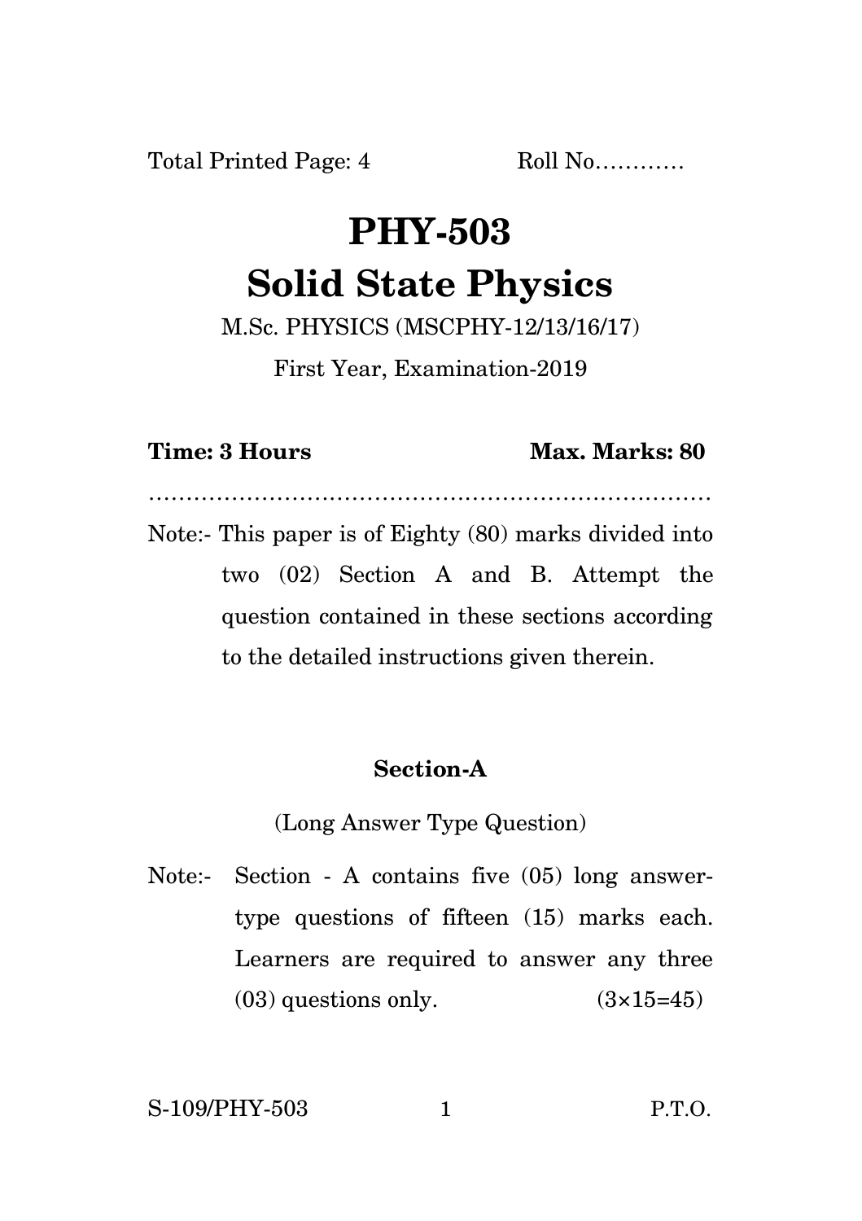Total Printed Page: 4 Roll No…………

# PHY-503
# Solid State Physics

M.Sc. PHYSICS (MSCPHY-12/13/16/17)

First Year, Examination-2019

**Time: 3 Hours** **Max. Marks: 80**

…………………………………………………………………

Note:- This paper is of Eighty (80) marks divided into two (02) Section A and B. Attempt the question contained in these sections according to the detailed instructions given therein.

## Section-A

(Long Answer Type Question)

Note:- Section - A contains five (05) long answer-type questions of fifteen (15) marks each. Learners are required to answer any three (03) questions only. (3×15=45)

S-109/PHY-503 P.T.O.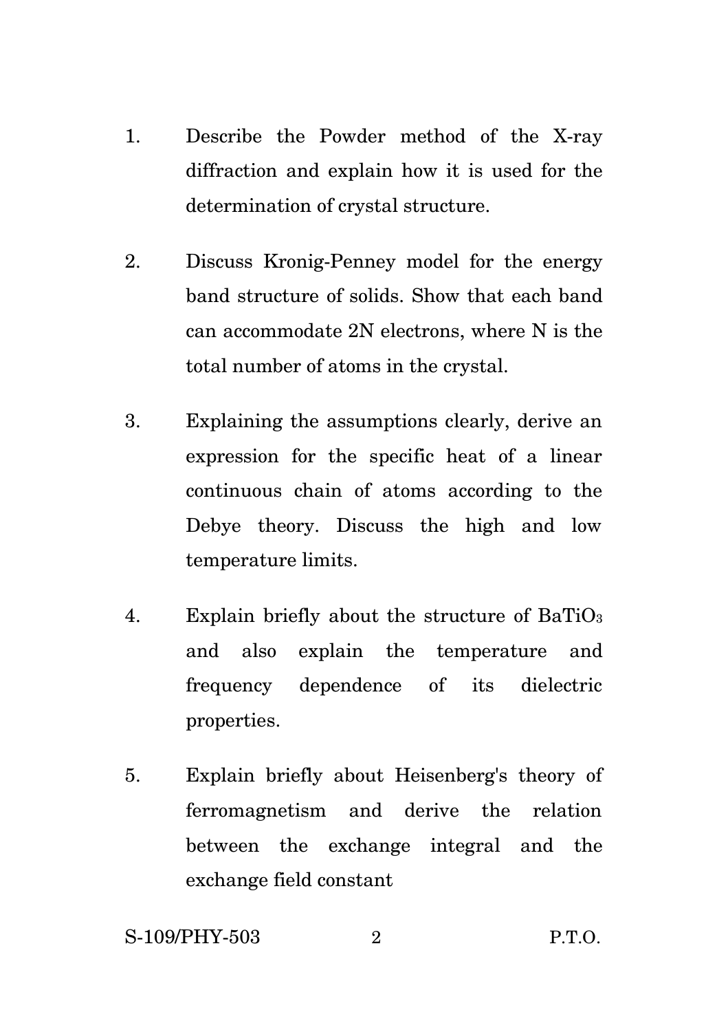1. Describe the Powder method of the X-ray diffraction and explain how it is used for the determination of crystal structure.

2. Discuss Kronig-Penney model for the energy band structure of solids. Show that each band can accommodate 2N electrons, where N is the total number of atoms in the crystal.

3. Explaining the assumptions clearly, derive an expression for the specific heat of a linear continuous chain of atoms according to the Debye theory. Discuss the high and low temperature limits.

4. Explain briefly about the structure of $BaTiO_3$ and also explain the temperature and frequency dependence of its dielectric properties.

5. Explain briefly about Heisenberg's theory of ferromagnetism and derive the relation between the exchange integral and the exchange field constant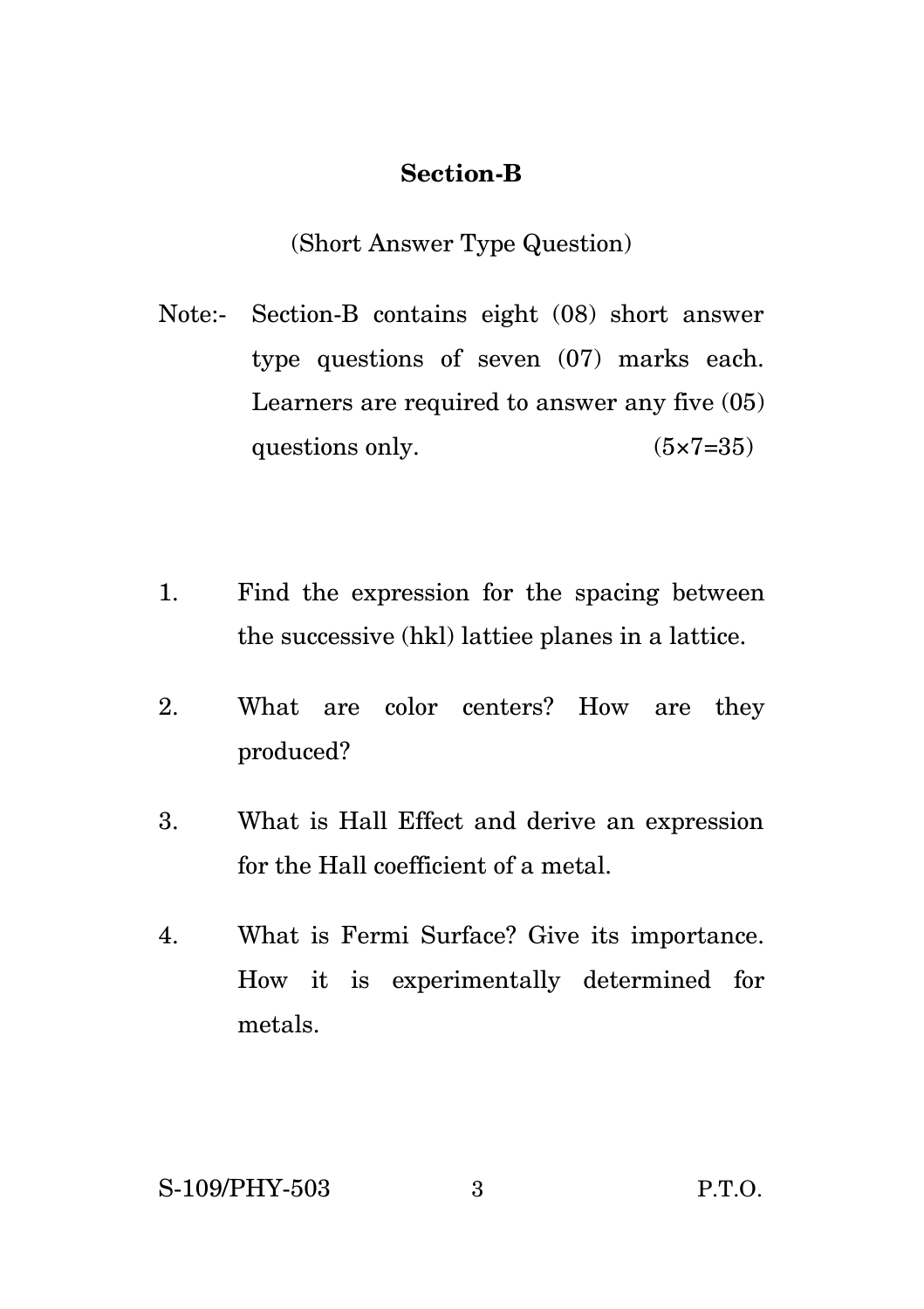## Section-B

(Short Answer Type Question)

Note:- Section-B contains eight (08) short answer type questions of seven (07) marks each. Learners are required to answer any five (05) questions only. (5×7=35)

1. Find the expression for the spacing between the successive (hkl) lattiee planes in a lattice.

2. What are color centers? How are they produced?

3. What is Hall Effect and derive an expression for the Hall coefficient of a metal.

4. What is Fermi Surface? Give its importance. How it is experimentally determined for metals.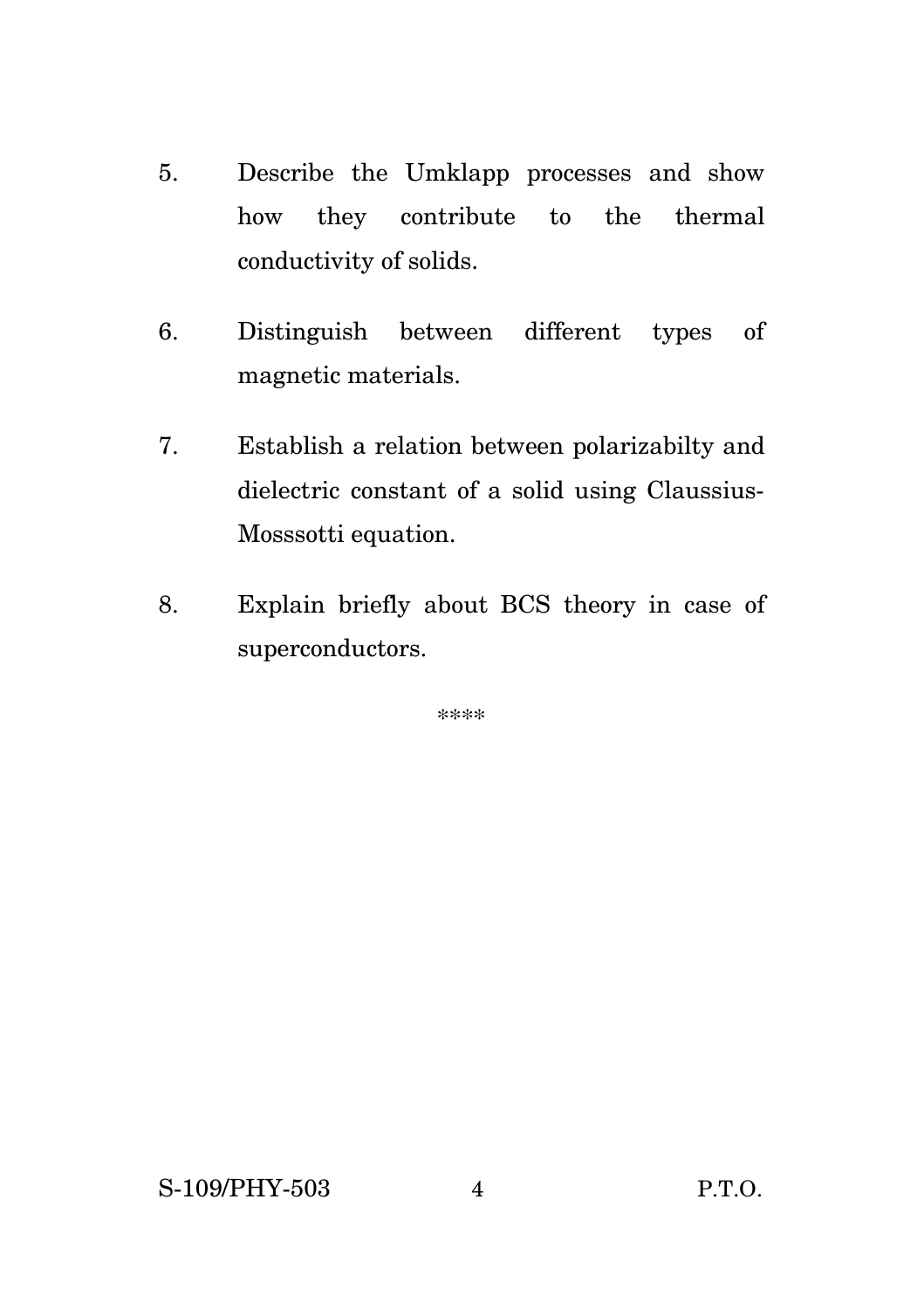5. Describe the Umklapp processes and show how they contribute to the thermal conductivity of solids.

6. Distinguish between different types of magnetic materials.

7. Establish a relation between polarizabilty and dielectric constant of a solid using Claussius-Mosssotti equation.

8. Explain briefly about BCS theory in case of superconductors.

****